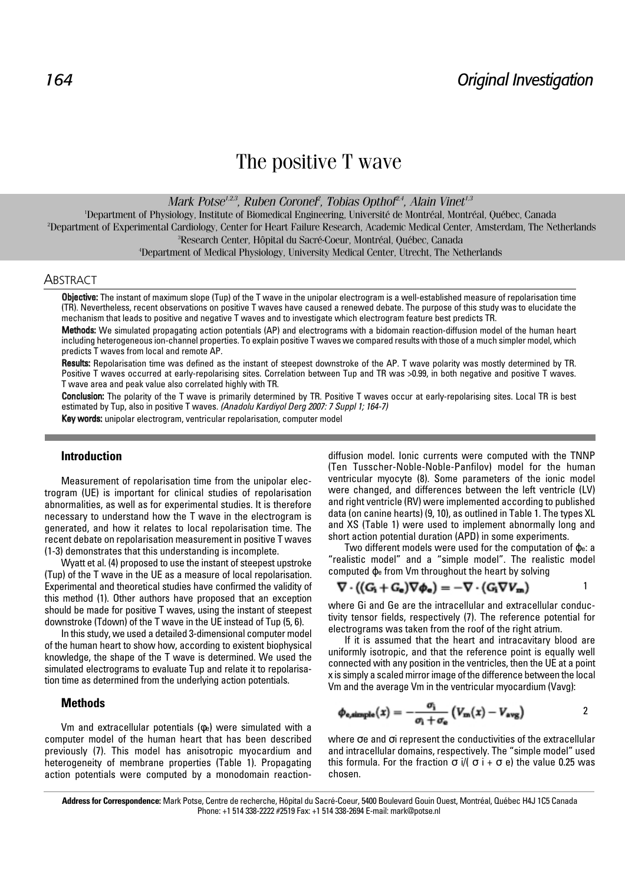# The positive T wave

Mark Potse[1,2,3], Ruben Coronel[2], Tobias Opthof[2,4], Alain Vinet[1,3]

[1]Department of Physiology, Institute of Biomedical Engineering, Université de Montréal, Montréal, Québec, Canada
[2]Department of Experimental Cardiology, Center for Heart Failure Research, Academic Medical Center, Amsterdam, The Netherlands
[3]Research Center, Hôpital du Sacré-Coeur, Montréal, Québec, Canada
[4]Department of Medical Physiology, University Medical Center, Utrecht, The Netherlands

## Abstract

**Objective:** The instant of maximum slope (Tup) of the T wave in the unipolar electrogram is a well-established measure of repolarisation time (TR). Nevertheless, recent observations on positive T waves have caused a renewed debate. The purpose of this study was to elucidate the mechanism that leads to positive and negative T waves and to investigate which electrogram feature best predicts TR.

**Methods:** We simulated propagating action potentials (AP) and electrograms with a bidomain reaction-diffusion model of the human heart including heterogeneous ion-channel properties. To explain positive T waves we compared results with those of a much simpler model, which predicts T waves from local and remote AP.

**Results:** Repolarisation time was defined as the instant of steepest downstroke of the AP. T wave polarity was mostly determined by TR. Positive T waves occurred at early-repolarising sites. Correlation between Tup and TR was >0.99, in both negative and positive T waves. T wave area and peak value also correlated highly with TR.

**Conclusion:** The polarity of the T wave is primarily determined by TR. Positive T waves occur at early-repolarising sites. Local TR is best estimated by Tup, also in positive T waves. *(Anadolu Kardiyol Derg 2007: 7 Suppl 1; 164-7)*

**Key words:** unipolar electrogram, ventricular repolarisation, computer model

## Introduction

Measurement of repolarisation time from the unipolar electrogram (UE) is important for clinical studies of repolarisation abnormalities, as well as for experimental studies. It is therefore necessary to understand how the T wave in the electrogram is generated, and how it relates to local repolarisation time. The recent debate on repolarisation measurement in positive T waves (1-3) demonstrates that this understanding is incomplete.

Wyatt et al. (4) proposed to use the instant of steepest upstroke (Tup) of the T wave in the UE as a measure of local repolarisation. Experimental and theoretical studies have confirmed the validity of this method (1). Other authors have proposed that an exception should be made for positive T waves, using the instant of steepest downstroke (Tdown) of the T wave in the UE instead of Tup (5, 6).

In this study, we used a detailed 3-dimensional computer model of the human heart to show how, according to existent biophysical knowledge, the shape of the T wave is determined. We used the simulated electrograms to evaluate Tup and relate it to repolarisation time as determined from the underlying action potentials.

## Methods

Vm and extracellular potentials ($\phi_e$) were simulated with a computer model of the human heart that has been described previously (7). This model has anisotropic myocardium and heterogeneity of membrane properties (Table 1). Propagating action potentials were computed by a monodomain reaction-diffusion model. Ionic currents were computed with the TNNP (Ten Tusscher-Noble-Noble-Panfilov) model for the human ventricular myocyte (8). Some parameters of the ionic model were changed, and differences between the left ventricle (LV) and right ventricle (RV) were implemented according to published data (on canine hearts) (9, 10), as outlined in Table 1. The types XL and XS (Table 1) were used to implement abnormally long and short action potential duration (APD) in some experiments.

Two different models were used for the computation of $\phi_e$: a "realistic model" and a "simple model". The realistic model computed $\phi_e$ from Vm throughout the heart by solving

$$\nabla \cdot ((G_i + G_e)\nabla \phi_e) = -\nabla \cdot (G_i \nabla V_m) \qquad 1$$

where Gi and Ge are the intracellular and extracellular conductivity tensor fields, respectively (7). The reference potential for electrograms was taken from the roof of the right atrium.

If it is assumed that the heart and intracavitary blood are uniformly isotropic, and that the reference point is equally well connected with any position in the ventricles, then the UE at a point x is simply a scaled mirror image of the difference between the local Vm and the average Vm in the ventricular myocardium (Vavg):

$$\phi_{e,simple}(x) = -\frac{\sigma_i}{\sigma_i + \sigma_e}\left(V_m(x) - V_{avg}\right) \qquad 2$$

where $\sigma_e$ and $\sigma_i$ represent the conductivities of the extracellular and intracellular domains, respectively. The "simple model" used this formula. For the fraction $\sigma_i/(\sigma_i + \sigma_e)$ the value 0.25 was chosen.

**Address for Correspondence:** Mark Potse, Centre de recherche, Hôpital du Sacré-Coeur, 5400 Boulevard Gouin Ouest, Montréal, Québec H4J 1C5 Canada Phone: +1 514 338-2222 #2519 Fax: +1 514 338-2694 E-mail: mark@potse.nl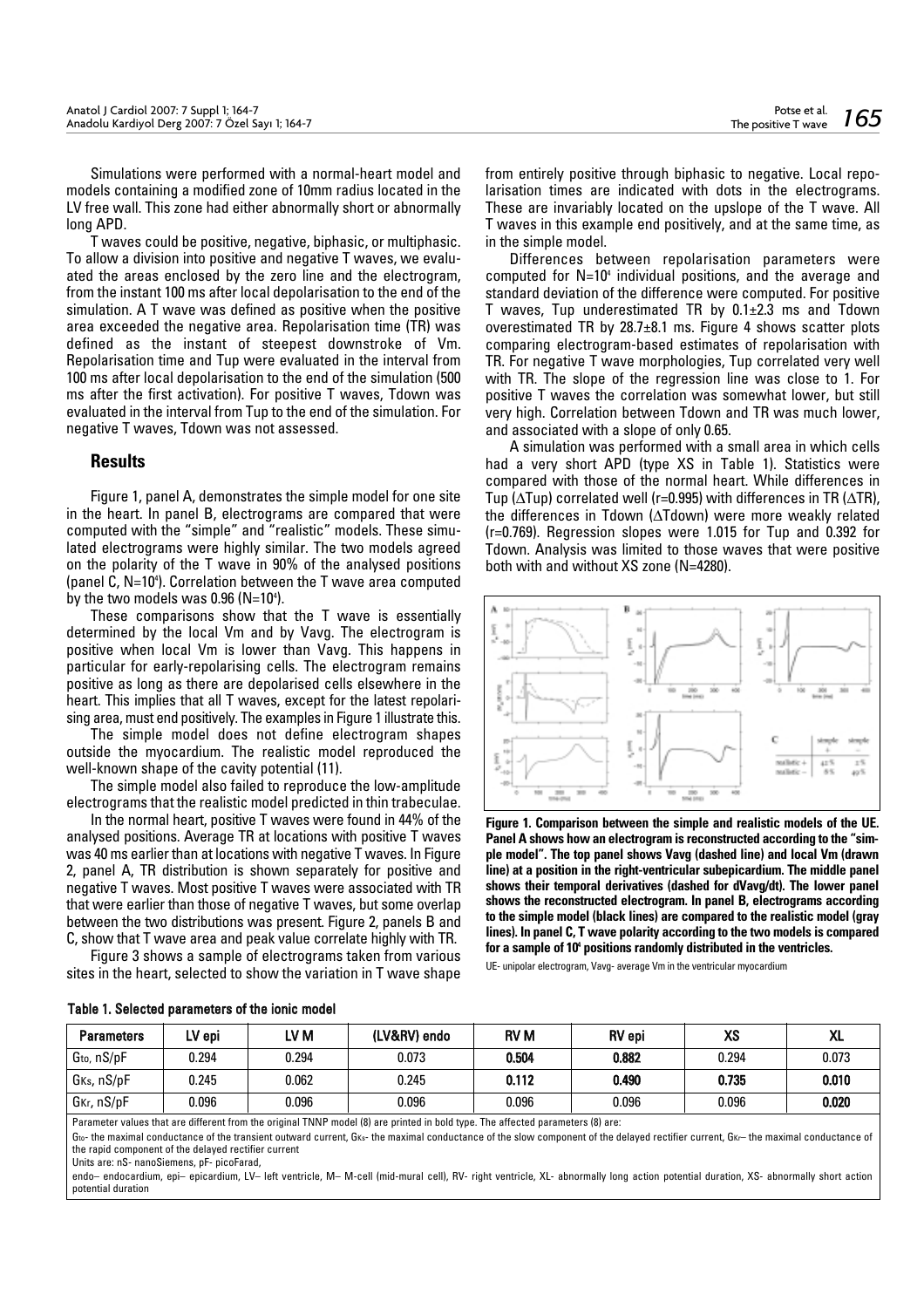Simulations were performed with a normal-heart model and models containing a modified zone of 10mm radius located in the LV free wall. This zone had either abnormally short or abnormally long APD.

T waves could be positive, negative, biphasic, or multiphasic. To allow a division into positive and negative T waves, we evaluated the areas enclosed by the zero line and the electrogram, from the instant 100 ms after local depolarisation to the end of the simulation. A T wave was defined as positive when the positive area exceeded the negative area. Repolarisation time (TR) was defined as the instant of steepest downstroke of Vm. Repolarisation time and Tup were evaluated in the interval from 100 ms after local depolarisation to the end of the simulation (500 ms after the first activation). For positive T waves, Tdown was evaluated in the interval from Tup to the end of the simulation. For negative T waves, Tdown was not assessed.

## Results

Figure 1, panel A, demonstrates the simple model for one site in the heart. In panel B, electrograms are compared that were computed with the "simple" and "realistic" models. These simulated electrograms were highly similar. The two models agreed on the polarity of the T wave in 90% of the analysed positions (panel C, N=$10^4$). Correlation between the T wave area computed by the two models was 0.96 (N=$10^4$).

These comparisons show that the T wave is essentially determined by the local Vm and by Vavg. The electrogram is positive when local Vm is lower than Vavg. This happens in particular for early-repolarising cells. The electrogram remains positive as long as there are depolarised cells elsewhere in the heart. This implies that all T waves, except for the latest repolarising area, must end positively. The examples in Figure 1 illustrate this.

The simple model does not define electrogram shapes outside the myocardium. The realistic model reproduced the well-known shape of the cavity potential (11).

The simple model also failed to reproduce the low-amplitude electrograms that the realistic model predicted in thin trabeculae.

In the normal heart, positive T waves were found in 44% of the analysed positions. Average TR at locations with positive T waves was 40 ms earlier than at locations with negative T waves. In Figure 2, panel A, TR distribution is shown separately for positive and negative T waves. Most positive T waves were associated with TR that were earlier than those of negative T waves, but some overlap between the two distributions was present. Figure 2, panels B and C, show that T wave area and peak value correlate highly with TR.

Figure 3 shows a sample of electrograms taken from various sites in the heart, selected to show the variation in T wave shape from entirely positive through biphasic to negative. Local repolarisation times are indicated with dots in the electrograms. These are invariably located on the upslope of the T wave. All T waves in this example end positively, and at the same time, as in the simple model.

Differences between repolarisation parameters were computed for N=$10^4$ individual positions, and the average and standard deviation of the difference were computed. For positive T waves, Tup underestimated TR by 0.1±2.3 ms and Tdown overestimated TR by 28.7±8.1 ms. Figure 4 shows scatter plots comparing electrogram-based estimates of repolarisation with TR. For negative T wave morphologies, Tup correlated very well with TR. The slope of the regression line was close to 1. For positive T waves the correlation was somewhat lower, but still very high. Correlation between Tdown and TR was much lower, and associated with a slope of only 0.65.

A simulation was performed with a small area in which cells had a very short APD (type XS in Table 1). Statistics were compared with those of the normal heart. While differences in Tup ($\Delta$Tup) correlated well (r=0.995) with differences in TR ($\Delta$TR), the differences in Tdown ($\Delta$Tdown) were more weakly related (r=0.769). Regression slopes were 1.015 for Tup and 0.392 for Tdown. Analysis was limited to those waves that were positive both with and without XS zone (N=4280).

**Figure 1. Comparison between the simple and realistic models of the UE. Panel A shows how an electrogram is reconstructed according to the "simple model". The top panel shows Vavg (dashed line) and local Vm (drawn line) at a position in the right-ventricular subepicardium. The middle panel shows their temporal derivatives (dashed for dVavg/dt). The lower panel shows the reconstructed electrogram. In panel B, electrograms according to the simple model (black lines) are compared to the realistic model (gray lines). In panel C, T wave polarity according to the two models is compared for a sample of $10^4$ positions randomly distributed in the ventricles.**

UE- unipolar electrogram, Vavg- average Vm in the ventricular myocardium

**Table 1. Selected parameters of the ionic model**

| Parameters | LV epi | LV M | (LV&RV) endo | RV M | RV epi | XS | XL |
|---|---|---|---|---|---|---|---|
| $G_{to}$, nS/pF | 0.294 | 0.294 | 0.073 | **0.504** | **0.882** | 0.294 | 0.073 |
| $G_{Ks}$, nS/pF | 0.245 | 0.062 | 0.245 | **0.112** | **0.490** | **0.735** | **0.010** |
| $G_{Kr}$, nS/pF | 0.096 | 0.096 | 0.096 | 0.096 | 0.096 | 0.096 | **0.020** |

Parameter values that are different from the original TNNP model (8) are printed in bold type. The affected parameters (8) are:
$G_{to}$- the maximal conductance of the transient outward current, $G_{Ks}$- the maximal conductance of the slow component of the delayed rectifier current, $G_{Kr}$– the maximal conductance of the rapid component of the delayed rectifier current
Units are: nS- nanoSiemens, pF- picoFarad,
endo– endocardium, epi– epicardium, LV– left ventricle, M– M-cell (mid-mural cell), RV- right ventricle, XL- abnormally long action potential duration, XS- abnormally short action potential duration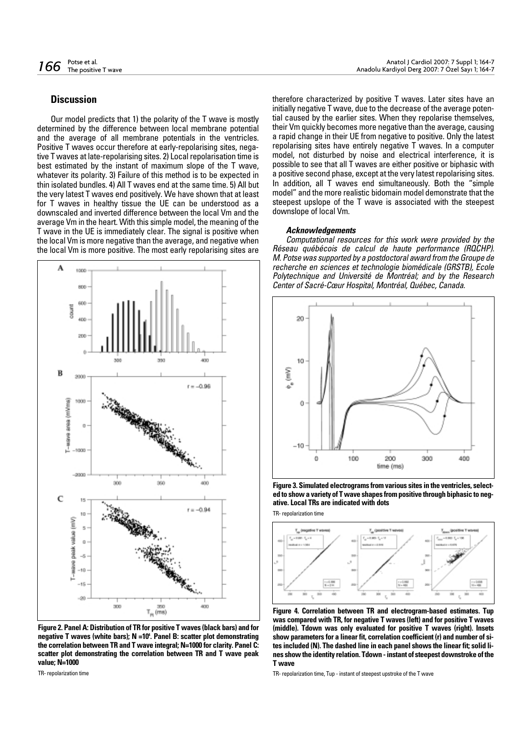## Discussion

Our model predicts that 1) the polarity of the T wave is mostly determined by the difference between local membrane potential and the average of all membrane potentials in the ventricles. Positive T waves occur therefore at early-repolarising sites, negative T waves at late-repolarising sites. 2) Local repolarisation time is best estimated by the instant of maximum slope of the T wave, whatever its polarity. 3) Failure of this method is to be expected in thin isolated bundles. 4) All T waves end at the same time. 5) All but the very latest T waves end positively. We have shown that at least for T waves in healthy tissue the UE can be understood as a downscaled and inverted difference between the local Vm and the average Vm in the heart. With this simple model, the meaning of the T wave in the UE is immediately clear. The signal is positive when the local Vm is more negative than the average, and negative when the local Vm is more positive. The most early repolarising sites are therefore characterized by positive T waves. Later sites have an initially negative T wave, due to the decrease of the average potential caused by the earlier sites. When they repolarise themselves, their Vm quickly becomes more negative than the average, causing a rapid change in their UE from negative to positive. Only the latest repolarising sites have entirely negative T waves. In a computer model, not disturbed by noise and electrical interference, it is possible to see that all T waves are either positive or biphasic with a positive second phase, except at the very latest repolarising sites. In addition, all T waves end simultaneously. Both the "simple model" and the more realistic bidomain model demonstrate that the steepest upslope of the T wave is associated with the steepest downslope of local Vm.

**Figure 2. Panel A: Distribution of TR for positive T waves (black bars) and for negative T waves (white bars); N =$10^4$. Panel B: scatter plot demonstrating the correlation between TR and T wave integral; N=1000 for clarity. Panel C: scatter plot demonstrating the correlation between TR and T wave peak value; N=1000**

TR- repolarization time

### *Acknowledgements*

*Computational resources for this work were provided by the Réseau québécois de calcul de haute performance (RQCHP). M. Potse was supported by a postdoctoral award from the Groupe de recherche en sciences et technologie biomédicale (GRSTB), Ecole Polytechnique and Université de Montréal; and by the Research Center of Sacré-Cœur Hospital, Montréal, Québec, Canada.*

**Figure 3. Simulated electrograms from various sites in the ventricles, selected to show a variety of T wave shapes from positive through biphasic to negative. Local TRs are indicated with dots**

TR- repolarization time

**Figure 4. Correlation between TR and electrogram-based estimates. Tup was compared with TR, for negative T waves (left) and for positive T waves (middle). Tdown was only evaluated for positive T waves (right). Insets show parameters for a linear fit, correlation coefficient (r) and number of sites included (N). The dashed line in each panel shows the linear fit; solid lines show the identity relation. Tdown - instant of steepest downstroke of the T wave**

TR- repolarization time, Tup - instant of steepest upstroke of the T wave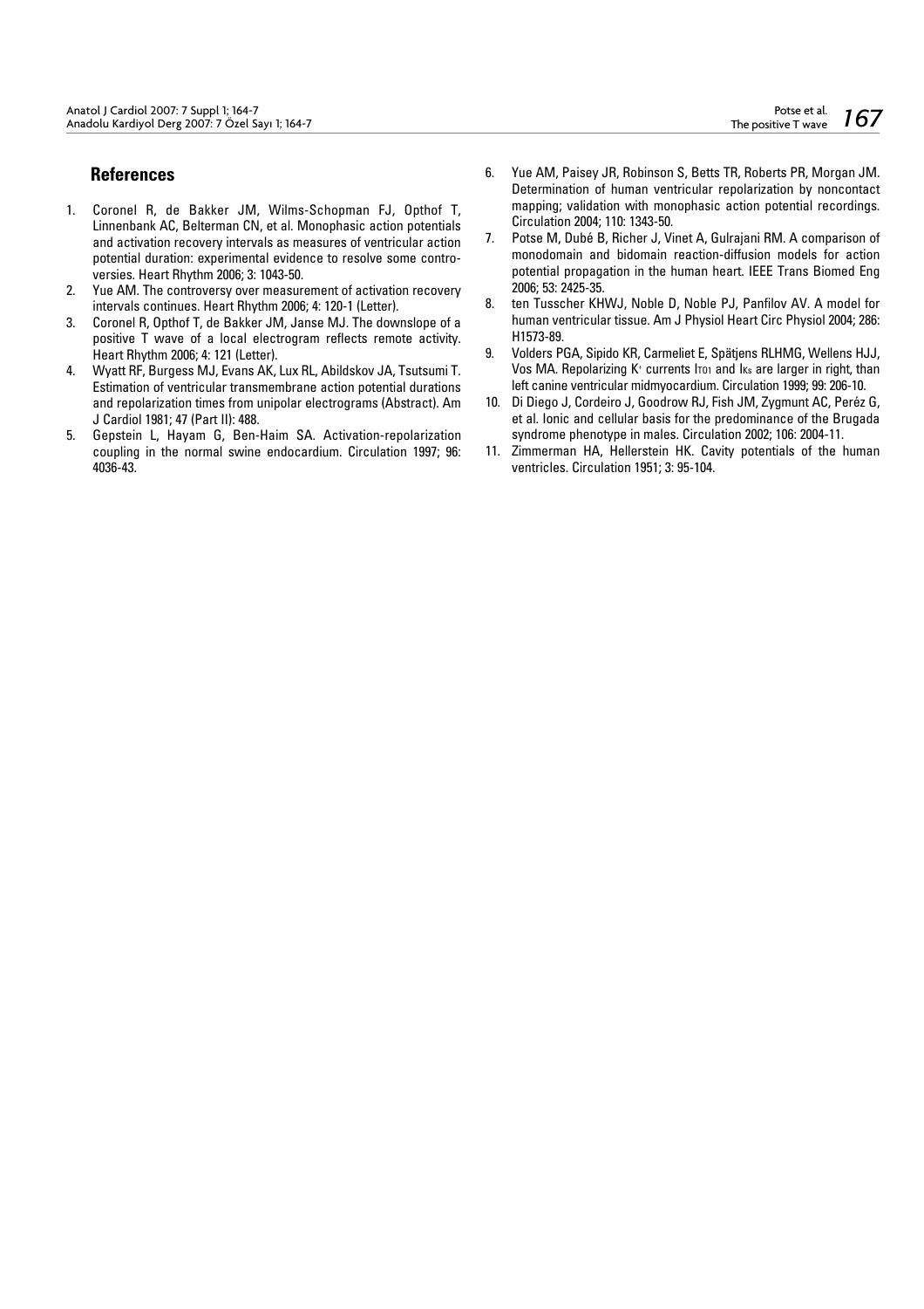## References

1. Coronel R, de Bakker JM, Wilms-Schopman FJ, Opthof T, Linnenbank AC, Belterman CN, et al. Monophasic action potentials and activation recovery intervals as measures of ventricular action potential duration: experimental evidence to resolve some controversies. Heart Rhythm 2006; 3: 1043-50.
2. Yue AM. The controversy over measurement of activation recovery intervals continues. Heart Rhythm 2006; 4: 120-1 (Letter).
3. Coronel R, Opthof T, de Bakker JM, Janse MJ. The downslope of a positive T wave of a local electrogram reflects remote activity. Heart Rhythm 2006; 4: 121 (Letter).
4. Wyatt RF, Burgess MJ, Evans AK, Lux RL, Abildskov JA, Tsutsumi T. Estimation of ventricular transmembrane action potential durations and repolarization times from unipolar electrograms (Abstract). Am J Cardiol 1981; 47 (Part II): 488.
5. Gepstein L, Hayam G, Ben-Haim SA. Activation-repolarization coupling in the normal swine endocardium. Circulation 1997; 96: 4036-43.
6. Yue AM, Paisey JR, Robinson S, Betts TR, Roberts PR, Morgan JM. Determination of human ventricular repolarization by noncontact mapping; validation with monophasic action potential recordings. Circulation 2004; 110: 1343-50.
7. Potse M, Dubé B, Richer J, Vinet A, Gulrajani RM. A comparison of monodomain and bidomain reaction-diffusion models for action potential propagation in the human heart. IEEE Trans Biomed Eng 2006; 53: 2425-35.
8. ten Tusscher KHWJ, Noble D, Noble PJ, Panfilov AV. A model for human ventricular tissue. Am J Physiol Heart Circ Physiol 2004; 286: H1573-89.
9. Volders PGA, Sipido KR, Carmeliet E, Spätjens RLHMG, Wellens HJJ, Vos MA. Repolarizing $K^+$ currents $I_{TO1}$ and $I_{Ks}$ are larger in right, than left canine ventricular midmyocardium. Circulation 1999; 99: 206-10.
10. Di Diego J, Cordeiro J, Goodrow RJ, Fish JM, Zygmunt AC, Peréz G, et al. Ionic and cellular basis for the predominance of the Brugada syndrome phenotype in males. Circulation 2002; 106: 2004-11.
11. Zimmerman HA, Hellerstein HK. Cavity potentials of the human ventricles. Circulation 1951; 3: 95-104.